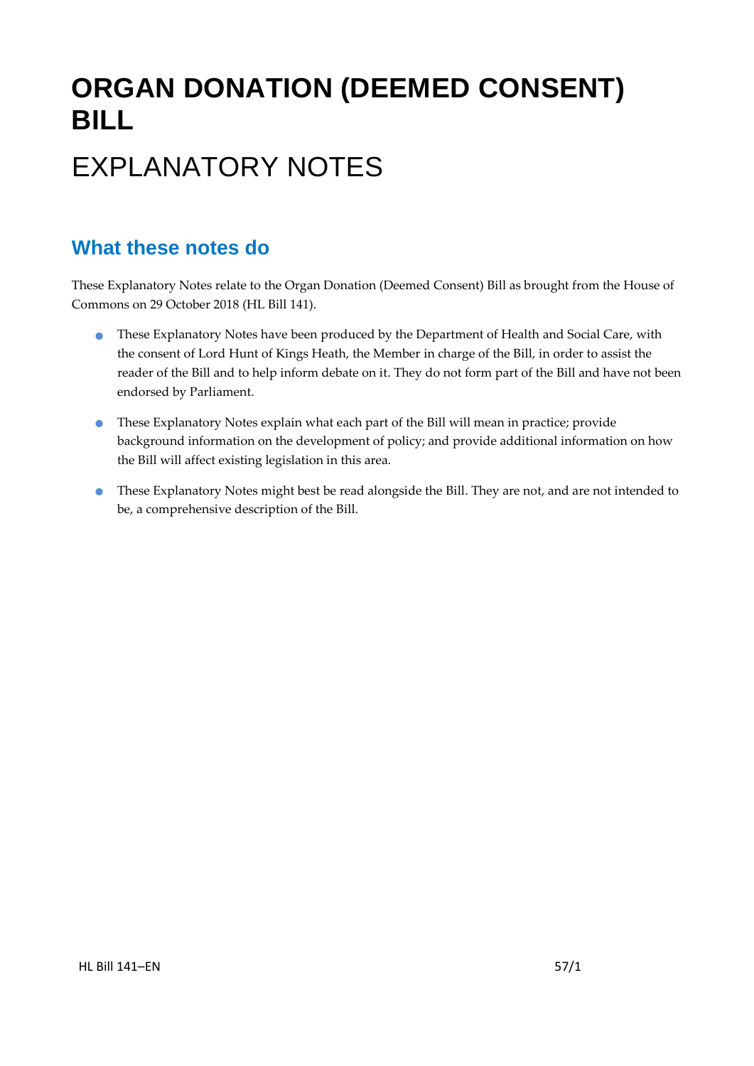# ORGAN DONATION (DEEMED CONSENT) BILL

# EXPLANATORY NOTES

## What these notes do

These Explanatory Notes relate to the Organ Donation (Deemed Consent) Bill as brought from the House of Commons on 29 October 2018 (HL Bill 141).

- These Explanatory Notes have been produced by the Department of Health and Social Care, with the consent of Lord Hunt of Kings Heath, the Member in charge of the Bill, in order to assist the reader of the Bill and to help inform debate on it. They do not form part of the Bill and have not been endorsed by Parliament.
- These Explanatory Notes explain what each part of the Bill will mean in practice; provide background information on the development of policy; and provide additional information on how the Bill will affect existing legislation in this area.
- These Explanatory Notes might best be read alongside the Bill. They are not, and are not intended to be, a comprehensive description of the Bill.

HL Bill 141–EN 57/1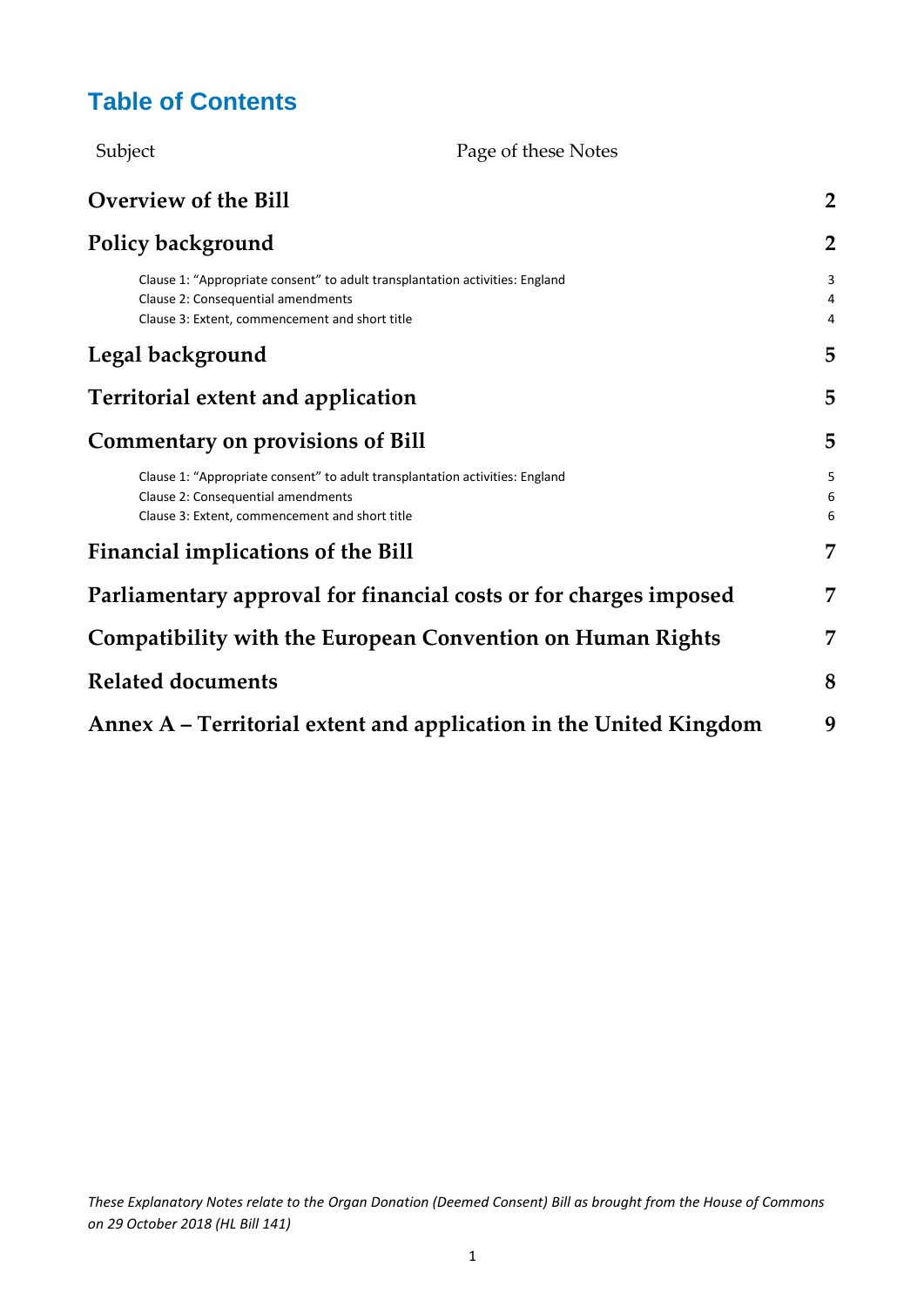# Table of Contents

| Subject | Page of these Notes |
|---|---|
| **Overview of the Bill** | **2** |
| **Policy background** | **2** |
| Clause 1: "Appropriate consent" to adult transplantation activities: England | 3 |
| Clause 2: Consequential amendments | 4 |
| Clause 3: Extent, commencement and short title | 4 |
| **Legal background** | **5** |
| **Territorial extent and application** | **5** |
| **Commentary on provisions of Bill** | **5** |
| Clause 1: "Appropriate consent" to adult transplantation activities: England | 5 |
| Clause 2: Consequential amendments | 6 |
| Clause 3: Extent, commencement and short title | 6 |
| **Financial implications of the Bill** | **7** |
| **Parliamentary approval for financial costs or for charges imposed** | **7** |
| **Compatibility with the European Convention on Human Rights** | **7** |
| **Related documents** | **8** |
| **Annex A – Territorial extent and application in the United Kingdom** | **9** |

*These Explanatory Notes relate to the Organ Donation (Deemed Consent) Bill as brought from the House of Commons on 29 October 2018 (HL Bill 141)*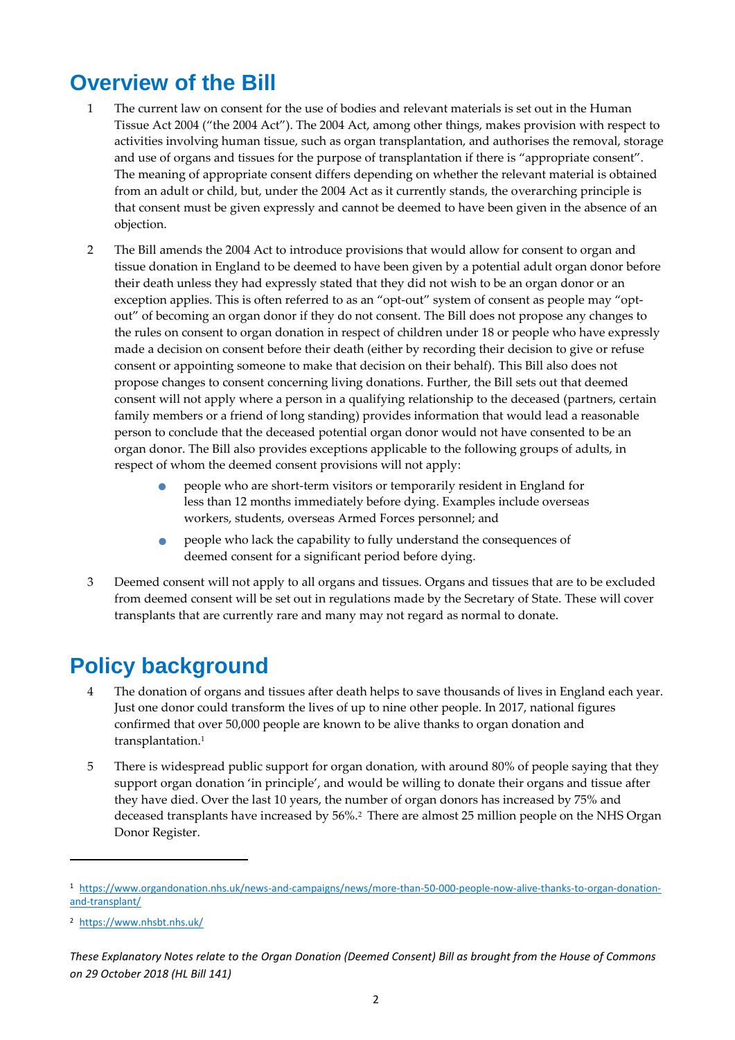## Overview of the Bill

1 The current law on consent for the use of bodies and relevant materials is set out in the Human Tissue Act 2004 ("the 2004 Act"). The 2004 Act, among other things, makes provision with respect to activities involving human tissue, such as organ transplantation, and authorises the removal, storage and use of organs and tissues for the purpose of transplantation if there is "appropriate consent". The meaning of appropriate consent differs depending on whether the relevant material is obtained from an adult or child, but, under the 2004 Act as it currently stands, the overarching principle is that consent must be given expressly and cannot be deemed to have been given in the absence of an objection.

2 The Bill amends the 2004 Act to introduce provisions that would allow for consent to organ and tissue donation in England to be deemed to have been given by a potential adult organ donor before their death unless they had expressly stated that they did not wish to be an organ donor or an exception applies. This is often referred to as an "opt-out" system of consent as people may "opt-out" of becoming an organ donor if they do not consent. The Bill does not propose any changes to the rules on consent to organ donation in respect of children under 18 or people who have expressly made a decision on consent before their death (either by recording their decision to give or refuse consent or appointing someone to make that decision on their behalf). This Bill also does not propose changes to consent concerning living donations. Further, the Bill sets out that deemed consent will not apply where a person in a qualifying relationship to the deceased (partners, certain family members or a friend of long standing) provides information that would lead a reasonable person to conclude that the deceased potential organ donor would not have consented to be an organ donor. The Bill also provides exceptions applicable to the following groups of adults, in respect of whom the deemed consent provisions will not apply:

- people who are short-term visitors or temporarily resident in England for less than 12 months immediately before dying. Examples include overseas workers, students, overseas Armed Forces personnel; and
- people who lack the capability to fully understand the consequences of deemed consent for a significant period before dying.

3 Deemed consent will not apply to all organs and tissues. Organs and tissues that are to be excluded from deemed consent will be set out in regulations made by the Secretary of State. These will cover transplants that are currently rare and many may not regard as normal to donate.

## Policy background

4 The donation of organs and tissues after death helps to save thousands of lives in England each year. Just one donor could transform the lives of up to nine other people. In 2017, national figures confirmed that over 50,000 people are known to be alive thanks to organ donation and transplantation.[1]

5 There is widespread public support for organ donation, with around 80% of people saying that they support organ donation 'in principle', and would be willing to donate their organs and tissue after they have died. Over the last 10 years, the number of organ donors has increased by 75% and deceased transplants have increased by 56%.[2] There are almost 25 million people on the NHS Organ Donor Register.

---

[1] https://www.organdonation.nhs.uk/news-and-campaigns/news/more-than-50-000-people-now-alive-thanks-to-organ-donation-and-transplant/

[2] https://www.nhsbt.nhs.uk/

*These Explanatory Notes relate to the Organ Donation (Deemed Consent) Bill as brought from the House of Commons on 29 October 2018 (HL Bill 141)*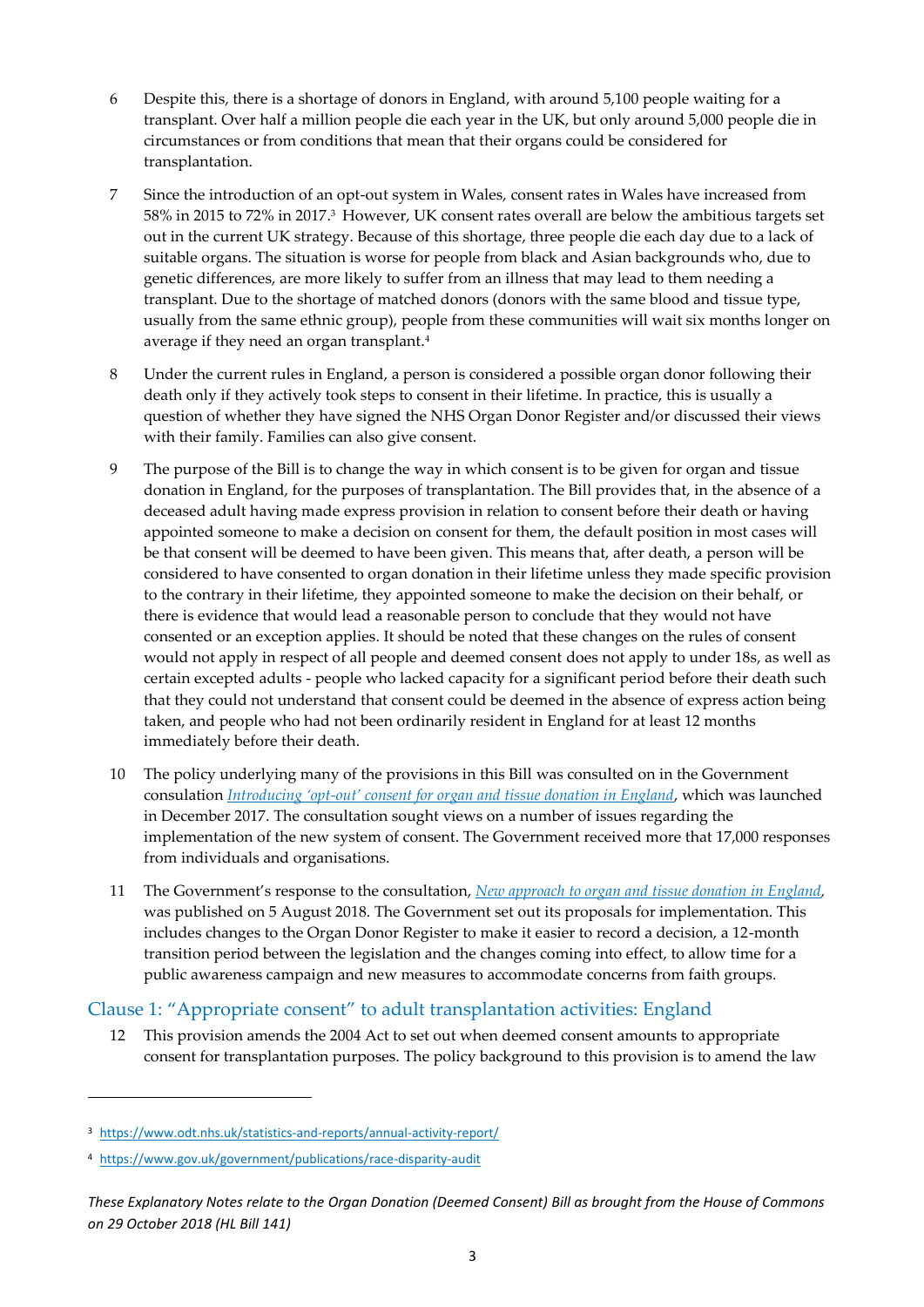6 Despite this, there is a shortage of donors in England, with around 5,100 people waiting for a transplant. Over half a million people die each year in the UK, but only around 5,000 people die in circumstances or from conditions that mean that their organs could be considered for transplantation.

7 Since the introduction of an opt-out system in Wales, consent rates in Wales have increased from 58% in 2015 to 72% in 2017.[3] However, UK consent rates overall are below the ambitious targets set out in the current UK strategy. Because of this shortage, three people die each day due to a lack of suitable organs. The situation is worse for people from black and Asian backgrounds who, due to genetic differences, are more likely to suffer from an illness that may lead to them needing a transplant. Due to the shortage of matched donors (donors with the same blood and tissue type, usually from the same ethnic group), people from these communities will wait six months longer on average if they need an organ transplant.[4]

8 Under the current rules in England, a person is considered a possible organ donor following their death only if they actively took steps to consent in their lifetime. In practice, this is usually a question of whether they have signed the NHS Organ Donor Register and/or discussed their views with their family. Families can also give consent.

9 The purpose of the Bill is to change the way in which consent is to be given for organ and tissue donation in England, for the purposes of transplantation. The Bill provides that, in the absence of a deceased adult having made express provision in relation to consent before their death or having appointed someone to make a decision on consent for them, the default position in most cases will be that consent will be deemed to have been given. This means that, after death, a person will be considered to have consented to organ donation in their lifetime unless they made specific provision to the contrary in their lifetime, they appointed someone to make the decision on their behalf, or there is evidence that would lead a reasonable person to conclude that they would not have consented or an exception applies. It should be noted that these changes on the rules of consent would not apply in respect of all people and deemed consent does not apply to under 18s, as well as certain excepted adults - people who lacked capacity for a significant period before their death such that they could not understand that consent could be deemed in the absence of express action being taken, and people who had not been ordinarily resident in England for at least 12 months immediately before their death.

10 The policy underlying many of the provisions in this Bill was consulted on in the Government consulation *Introducing 'opt-out' consent for organ and tissue donation in England*, which was launched in December 2017. The consultation sought views on a number of issues regarding the implementation of the new system of consent. The Government received more that 17,000 responses from individuals and organisations.

11 The Government's response to the consultation, *New approach to organ and tissue donation in England*, was published on 5 August 2018. The Government set out its proposals for implementation. This includes changes to the Organ Donor Register to make it easier to record a decision, a 12-month transition period between the legislation and the changes coming into effect, to allow time for a public awareness campaign and new measures to accommodate concerns from faith groups.

## Clause 1: "Appropriate consent" to adult transplantation activities: England

12 This provision amends the 2004 Act to set out when deemed consent amounts to appropriate consent for transplantation purposes. The policy background to this provision is to amend the law

---

[3] https://www.odt.nhs.uk/statistics-and-reports/annual-activity-report/

[4] https://www.gov.uk/government/publications/race-disparity-audit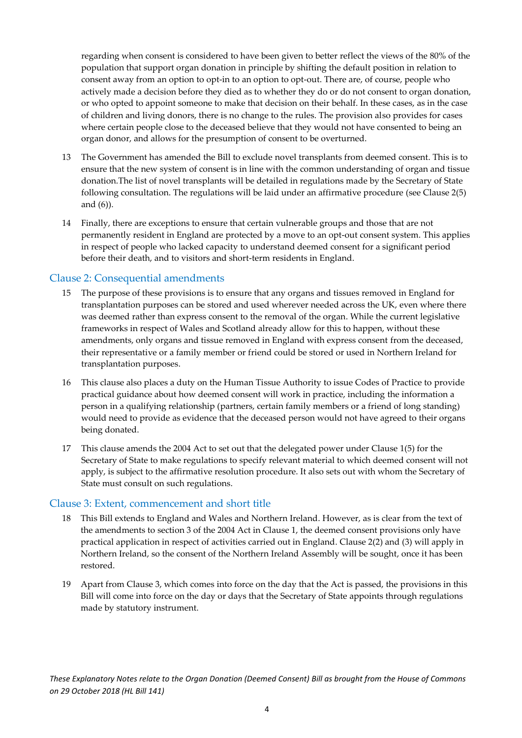regarding when consent is considered to have been given to better reflect the views of the 80% of the population that support organ donation in principle by shifting the default position in relation to consent away from an option to opt-in to an option to opt-out. There are, of course, people who actively made a decision before they died as to whether they do or do not consent to organ donation, or who opted to appoint someone to make that decision on their behalf. In these cases, as in the case of children and living donors, there is no change to the rules. The provision also provides for cases where certain people close to the deceased believe that they would not have consented to being an organ donor, and allows for the presumption of consent to be overturned.

13 The Government has amended the Bill to exclude novel transplants from deemed consent. This is to ensure that the new system of consent is in line with the common understanding of organ and tissue donation.The list of novel transplants will be detailed in regulations made by the Secretary of State following consultation. The regulations will be laid under an affirmative procedure (see Clause 2(5) and (6)).

14 Finally, there are exceptions to ensure that certain vulnerable groups and those that are not permanently resident in England are protected by a move to an opt-out consent system. This applies in respect of people who lacked capacity to understand deemed consent for a significant period before their death, and to visitors and short-term residents in England.

## Clause 2: Consequential amendments

15 The purpose of these provisions is to ensure that any organs and tissues removed in England for transplantation purposes can be stored and used wherever needed across the UK, even where there was deemed rather than express consent to the removal of the organ. While the current legislative frameworks in respect of Wales and Scotland already allow for this to happen, without these amendments, only organs and tissue removed in England with express consent from the deceased, their representative or a family member or friend could be stored or used in Northern Ireland for transplantation purposes.

16 This clause also places a duty on the Human Tissue Authority to issue Codes of Practice to provide practical guidance about how deemed consent will work in practice, including the information a person in a qualifying relationship (partners, certain family members or a friend of long standing) would need to provide as evidence that the deceased person would not have agreed to their organs being donated.

17 This clause amends the 2004 Act to set out that the delegated power under Clause 1(5) for the Secretary of State to make regulations to specify relevant material to which deemed consent will not apply, is subject to the affirmative resolution procedure. It also sets out with whom the Secretary of State must consult on such regulations.

## Clause 3: Extent, commencement and short title

18 This Bill extends to England and Wales and Northern Ireland. However, as is clear from the text of the amendments to section 3 of the 2004 Act in Clause 1, the deemed consent provisions only have practical application in respect of activities carried out in England. Clause 2(2) and (3) will apply in Northern Ireland, so the consent of the Northern Ireland Assembly will be sought, once it has been restored.

19 Apart from Clause 3, which comes into force on the day that the Act is passed, the provisions in this Bill will come into force on the day or days that the Secretary of State appoints through regulations made by statutory instrument.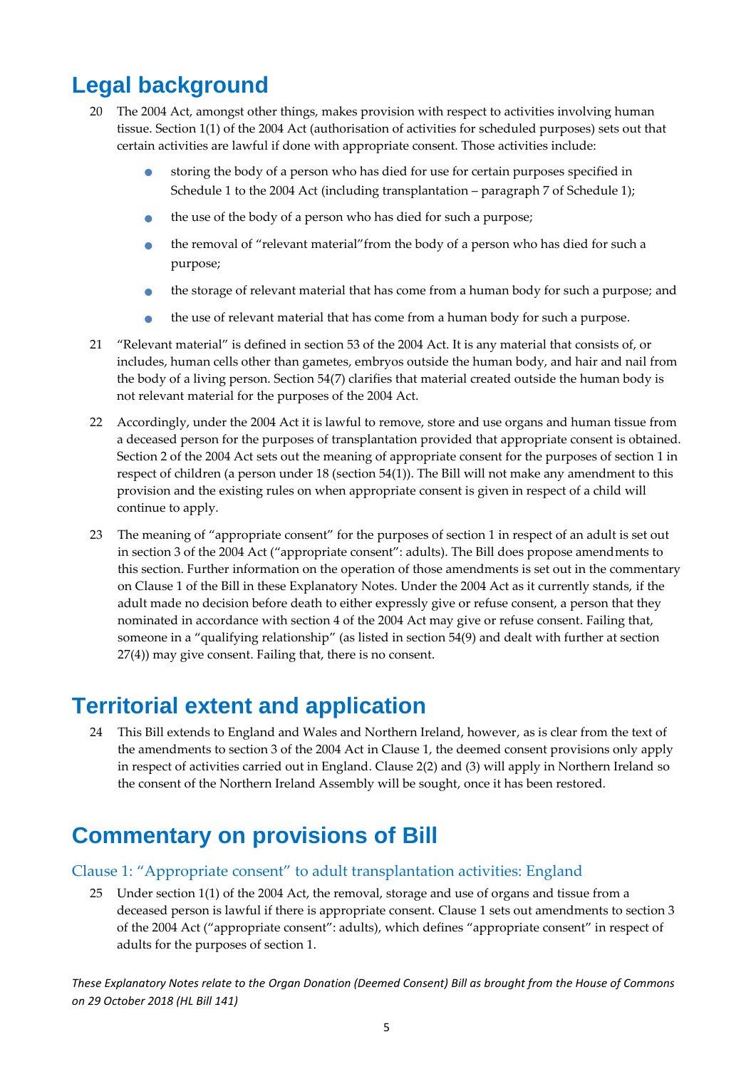## Legal background

20 The 2004 Act, amongst other things, makes provision with respect to activities involving human tissue. Section 1(1) of the 2004 Act (authorisation of activities for scheduled purposes) sets out that certain activities are lawful if done with appropriate consent. Those activities include:

- storing the body of a person who has died for use for certain purposes specified in Schedule 1 to the 2004 Act (including transplantation – paragraph 7 of Schedule 1);
- the use of the body of a person who has died for such a purpose;
- the removal of "relevant material"from the body of a person who has died for such a purpose;
- the storage of relevant material that has come from a human body for such a purpose; and
- the use of relevant material that has come from a human body for such a purpose.

21 "Relevant material" is defined in section 53 of the 2004 Act. It is any material that consists of, or includes, human cells other than gametes, embryos outside the human body, and hair and nail from the body of a living person. Section 54(7) clarifies that material created outside the human body is not relevant material for the purposes of the 2004 Act.

22 Accordingly, under the 2004 Act it is lawful to remove, store and use organs and human tissue from a deceased person for the purposes of transplantation provided that appropriate consent is obtained. Section 2 of the 2004 Act sets out the meaning of appropriate consent for the purposes of section 1 in respect of children (a person under 18 (section 54(1)). The Bill will not make any amendment to this provision and the existing rules on when appropriate consent is given in respect of a child will continue to apply.

23 The meaning of "appropriate consent" for the purposes of section 1 in respect of an adult is set out in section 3 of the 2004 Act ("appropriate consent": adults). The Bill does propose amendments to this section. Further information on the operation of those amendments is set out in the commentary on Clause 1 of the Bill in these Explanatory Notes. Under the 2004 Act as it currently stands, if the adult made no decision before death to either expressly give or refuse consent, a person that they nominated in accordance with section 4 of the 2004 Act may give or refuse consent. Failing that, someone in a "qualifying relationship" (as listed in section 54(9) and dealt with further at section 27(4)) may give consent. Failing that, there is no consent.

## Territorial extent and application

24 This Bill extends to England and Wales and Northern Ireland, however, as is clear from the text of the amendments to section 3 of the 2004 Act in Clause 1, the deemed consent provisions only apply in respect of activities carried out in England. Clause 2(2) and (3) will apply in Northern Ireland so the consent of the Northern Ireland Assembly will be sought, once it has been restored.

## Commentary on provisions of Bill

### Clause 1: "Appropriate consent" to adult transplantation activities: England

25 Under section 1(1) of the 2004 Act, the removal, storage and use of organs and tissue from a deceased person is lawful if there is appropriate consent. Clause 1 sets out amendments to section 3 of the 2004 Act ("appropriate consent": adults), which defines "appropriate consent" in respect of adults for the purposes of section 1.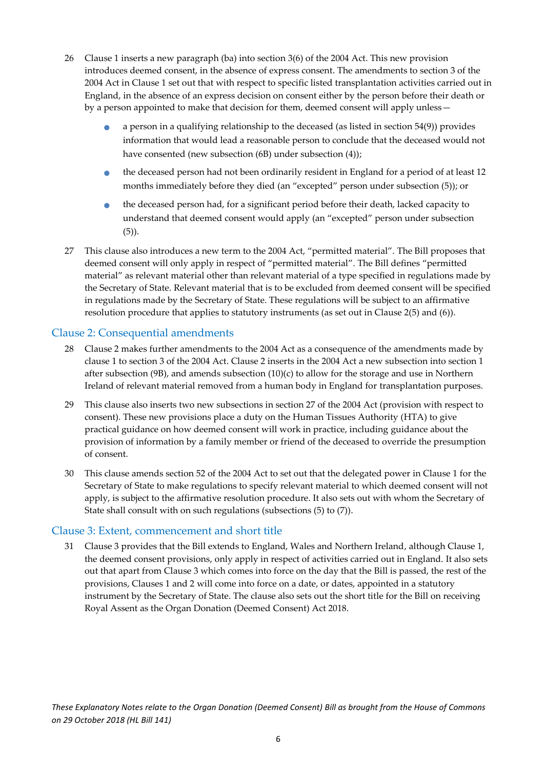26 Clause 1 inserts a new paragraph (ba) into section 3(6) of the 2004 Act. This new provision introduces deemed consent, in the absence of express consent. The amendments to section 3 of the 2004 Act in Clause 1 set out that with respect to specific listed transplantation activities carried out in England, in the absence of an express decision on consent either by the person before their death or by a person appointed to make that decision for them, deemed consent will apply unless—

- a person in a qualifying relationship to the deceased (as listed in section 54(9)) provides information that would lead a reasonable person to conclude that the deceased would not have consented (new subsection (6B) under subsection (4));
- the deceased person had not been ordinarily resident in England for a period of at least 12 months immediately before they died (an "excepted" person under subsection (5)); or
- the deceased person had, for a significant period before their death, lacked capacity to understand that deemed consent would apply (an "excepted" person under subsection (5)).

27 This clause also introduces a new term to the 2004 Act, "permitted material". The Bill proposes that deemed consent will only apply in respect of "permitted material". The Bill defines "permitted material" as relevant material other than relevant material of a type specified in regulations made by the Secretary of State. Relevant material that is to be excluded from deemed consent will be specified in regulations made by the Secretary of State. These regulations will be subject to an affirmative resolution procedure that applies to statutory instruments (as set out in Clause 2(5) and (6)).

## Clause 2: Consequential amendments

28 Clause 2 makes further amendments to the 2004 Act as a consequence of the amendments made by clause 1 to section 3 of the 2004 Act. Clause 2 inserts in the 2004 Act a new subsection into section 1 after subsection (9B), and amends subsection (10)(c) to allow for the storage and use in Northern Ireland of relevant material removed from a human body in England for transplantation purposes.

29 This clause also inserts two new subsections in section 27 of the 2004 Act (provision with respect to consent). These new provisions place a duty on the Human Tissues Authority (HTA) to give practical guidance on how deemed consent will work in practice, including guidance about the provision of information by a family member or friend of the deceased to override the presumption of consent.

30 This clause amends section 52 of the 2004 Act to set out that the delegated power in Clause 1 for the Secretary of State to make regulations to specify relevant material to which deemed consent will not apply, is subject to the affirmative resolution procedure. It also sets out with whom the Secretary of State shall consult with on such regulations (subsections (5) to (7)).

## Clause 3: Extent, commencement and short title

31 Clause 3 provides that the Bill extends to England, Wales and Northern Ireland, although Clause 1, the deemed consent provisions, only apply in respect of activities carried out in England. It also sets out that apart from Clause 3 which comes into force on the day that the Bill is passed, the rest of the provisions, Clauses 1 and 2 will come into force on a date, or dates, appointed in a statutory instrument by the Secretary of State. The clause also sets out the short title for the Bill on receiving Royal Assent as the Organ Donation (Deemed Consent) Act 2018.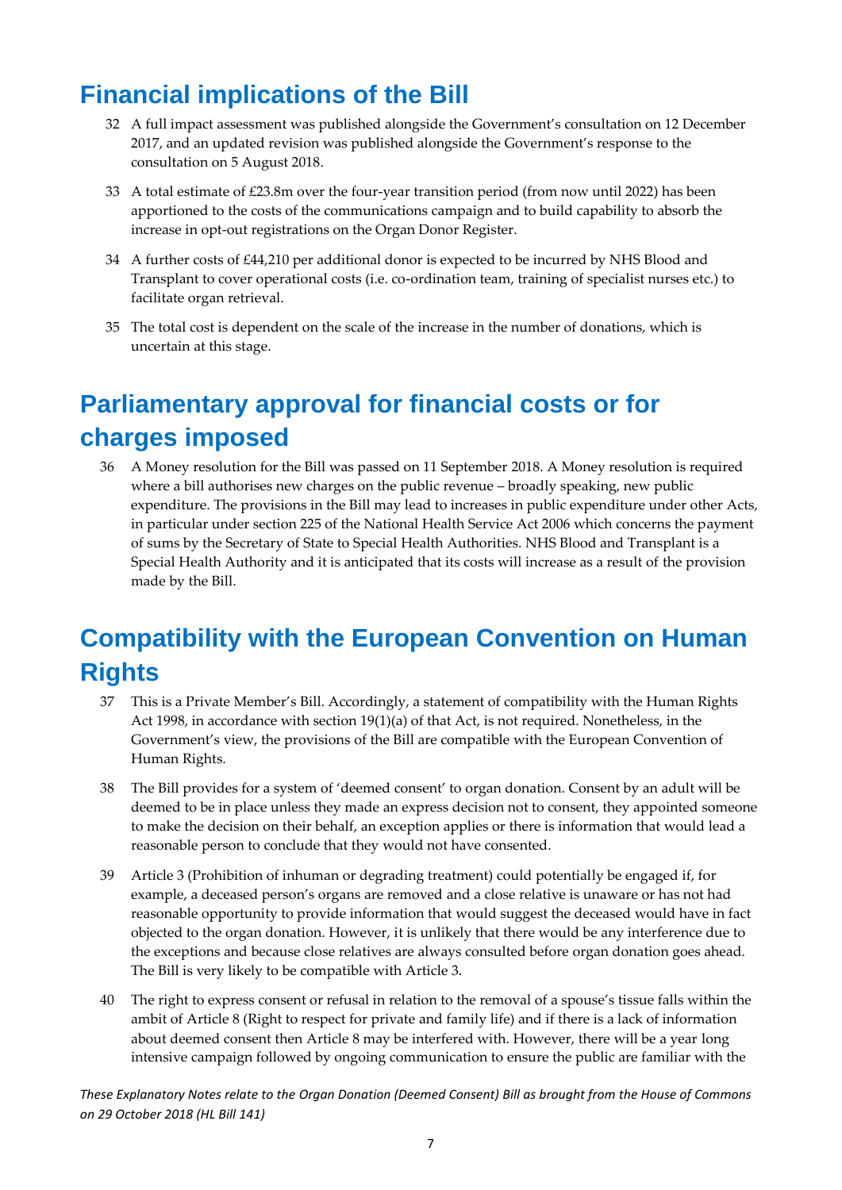## Financial implications of the Bill

32 A full impact assessment was published alongside the Government's consultation on 12 December 2017, and an updated revision was published alongside the Government's response to the consultation on 5 August 2018.

33 A total estimate of £23.8m over the four-year transition period (from now until 2022) has been apportioned to the costs of the communications campaign and to build capability to absorb the increase in opt-out registrations on the Organ Donor Register.

34 A further costs of £44,210 per additional donor is expected to be incurred by NHS Blood and Transplant to cover operational costs (i.e. co-ordination team, training of specialist nurses etc.) to facilitate organ retrieval.

35 The total cost is dependent on the scale of the increase in the number of donations, which is uncertain at this stage.

## Parliamentary approval for financial costs or for charges imposed

36 A Money resolution for the Bill was passed on 11 September 2018. A Money resolution is required where a bill authorises new charges on the public revenue – broadly speaking, new public expenditure. The provisions in the Bill may lead to increases in public expenditure under other Acts, in particular under section 225 of the National Health Service Act 2006 which concerns the payment of sums by the Secretary of State to Special Health Authorities. NHS Blood and Transplant is a Special Health Authority and it is anticipated that its costs will increase as a result of the provision made by the Bill.

## Compatibility with the European Convention on Human Rights

37 This is a Private Member's Bill. Accordingly, a statement of compatibility with the Human Rights Act 1998, in accordance with section 19(1)(a) of that Act, is not required. Nonetheless, in the Government's view, the provisions of the Bill are compatible with the European Convention of Human Rights.

38 The Bill provides for a system of 'deemed consent' to organ donation. Consent by an adult will be deemed to be in place unless they made an express decision not to consent, they appointed someone to make the decision on their behalf, an exception applies or there is information that would lead a reasonable person to conclude that they would not have consented.

39 Article 3 (Prohibition of inhuman or degrading treatment) could potentially be engaged if, for example, a deceased person's organs are removed and a close relative is unaware or has not had reasonable opportunity to provide information that would suggest the deceased would have in fact objected to the organ donation. However, it is unlikely that there would be any interference due to the exceptions and because close relatives are always consulted before organ donation goes ahead. The Bill is very likely to be compatible with Article 3.

40 The right to express consent or refusal in relation to the removal of a spouse's tissue falls within the ambit of Article 8 (Right to respect for private and family life) and if there is a lack of information about deemed consent then Article 8 may be interfered with. However, there will be a year long intensive campaign followed by ongoing communication to ensure the public are familiar with the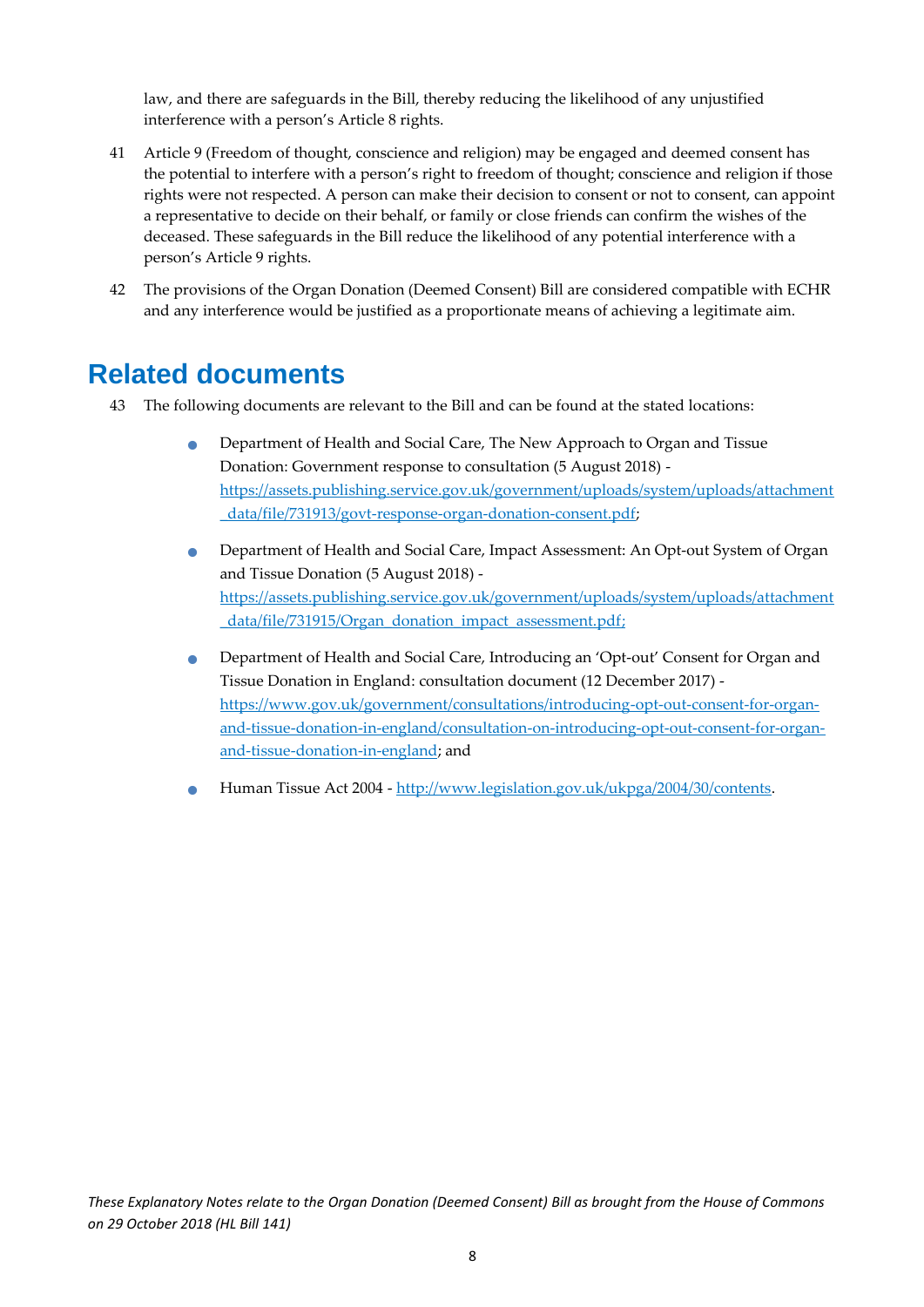law, and there are safeguards in the Bill, thereby reducing the likelihood of any unjustified interference with a person's Article 8 rights.

41 Article 9 (Freedom of thought, conscience and religion) may be engaged and deemed consent has the potential to interfere with a person's right to freedom of thought; conscience and religion if those rights were not respected. A person can make their decision to consent or not to consent, can appoint a representative to decide on their behalf, or family or close friends can confirm the wishes of the deceased. These safeguards in the Bill reduce the likelihood of any potential interference with a person's Article 9 rights.

42 The provisions of the Organ Donation (Deemed Consent) Bill are considered compatible with ECHR and any interference would be justified as a proportionate means of achieving a legitimate aim.

# Related documents

43 The following documents are relevant to the Bill and can be found at the stated locations:

- Department of Health and Social Care, The New Approach to Organ and Tissue Donation: Government response to consultation (5 August 2018) - https://assets.publishing.service.gov.uk/government/uploads/system/uploads/attachment_data/file/731913/govt-response-organ-donation-consent.pdf;
- Department of Health and Social Care, Impact Assessment: An Opt-out System of Organ and Tissue Donation (5 August 2018) - https://assets.publishing.service.gov.uk/government/uploads/system/uploads/attachment_data/file/731915/Organ_donation_impact_assessment.pdf;
- Department of Health and Social Care, Introducing an 'Opt-out' Consent for Organ and Tissue Donation in England: consultation document (12 December 2017) - https://www.gov.uk/government/consultations/introducing-opt-out-consent-for-organ-and-tissue-donation-in-england/consultation-on-introducing-opt-out-consent-for-organ-and-tissue-donation-in-england; and
- Human Tissue Act 2004 - http://www.legislation.gov.uk/ukpga/2004/30/contents.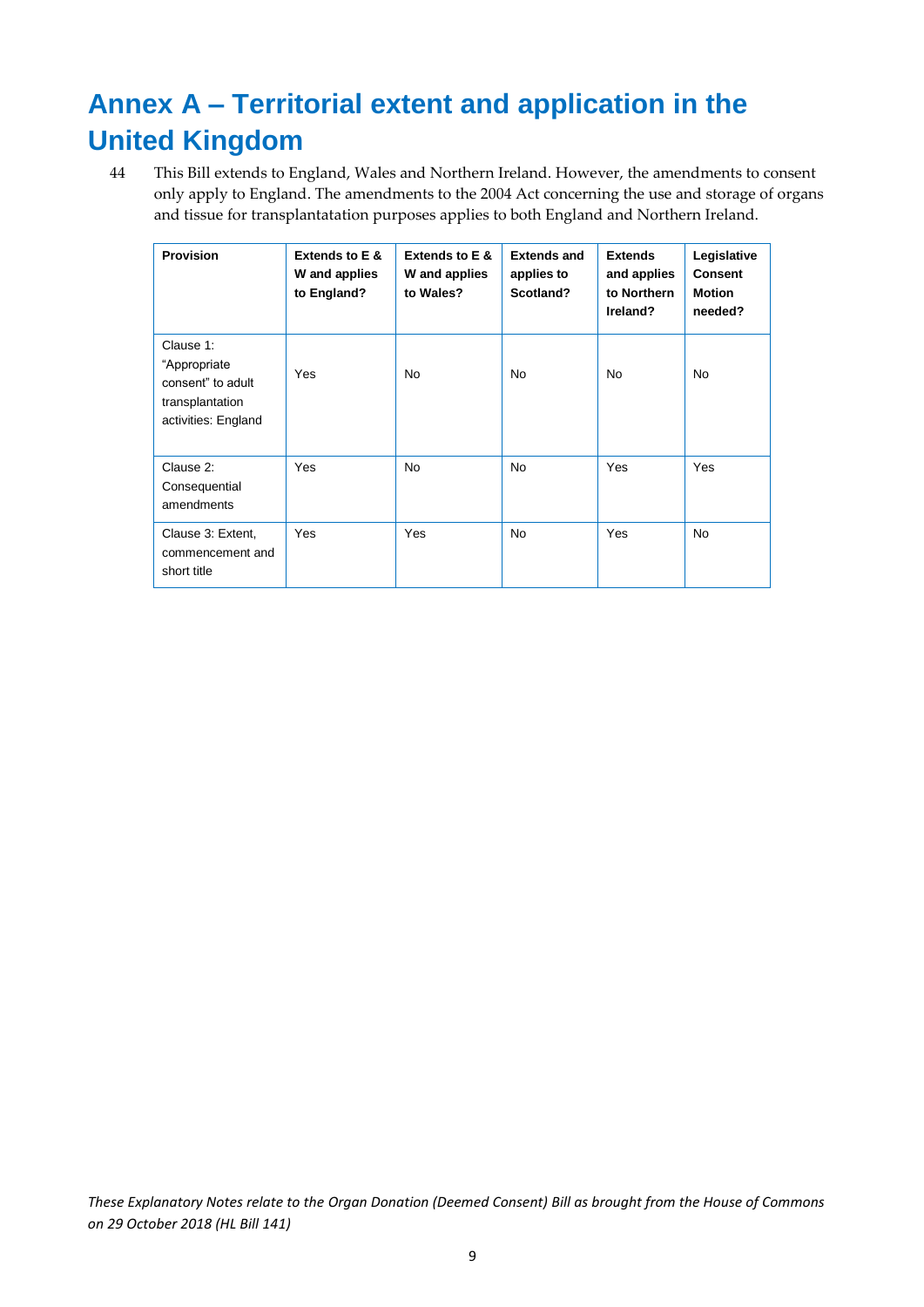# Annex A – Territorial extent and application in the United Kingdom

44 This Bill extends to England, Wales and Northern Ireland. However, the amendments to consent only apply to England. The amendments to the 2004 Act concerning the use and storage of organs and tissue for transplantatation purposes applies to both England and Northern Ireland.

| Provision | Extends to E & W and applies to England? | Extends to E & W and applies to Wales? | Extends and applies to Scotland? | Extends and applies to Northern Ireland? | Legislative Consent Motion needed? |
|---|---|---|---|---|---|
| Clause 1: "Appropriate consent" to adult transplantation activities: England | Yes | No | No | No | No |
| Clause 2: Consequential amendments | Yes | No | No | Yes | Yes |
| Clause 3: Extent, commencement and short title | Yes | Yes | No | Yes | No |

*These Explanatory Notes relate to the Organ Donation (Deemed Consent) Bill as brought from the House of Commons on 29 October 2018 (HL Bill 141)*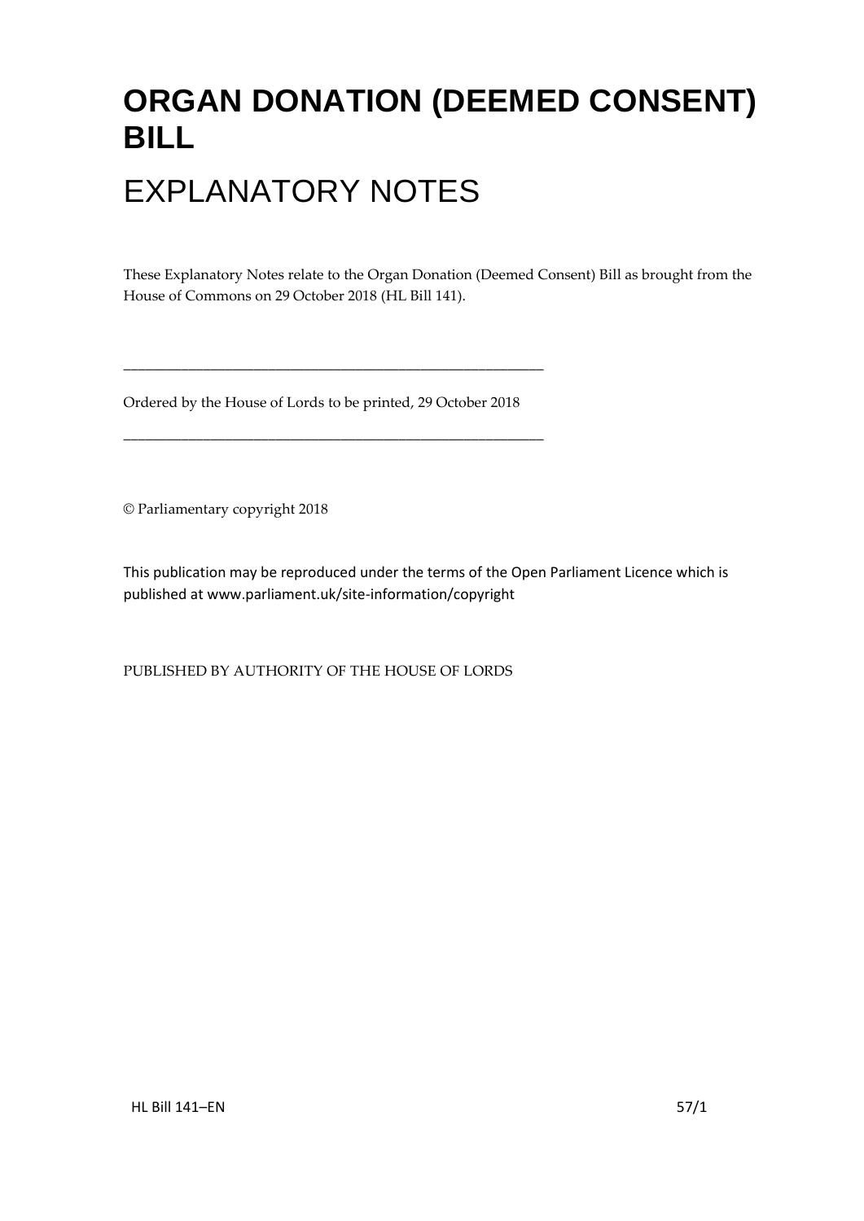# ORGAN DONATION (DEEMED CONSENT) BILL

# EXPLANATORY NOTES

These Explanatory Notes relate to the Organ Donation (Deemed Consent) Bill as brought from the House of Commons on 29 October 2018 (HL Bill 141).

---

Ordered by the House of Lords to be printed, 29 October 2018

---

© Parliamentary copyright 2018

This publication may be reproduced under the terms of the Open Parliament Licence which is published at www.parliament.uk/site-information/copyright

PUBLISHED BY AUTHORITY OF THE HOUSE OF LORDS

HL Bill 141–EN 57/1